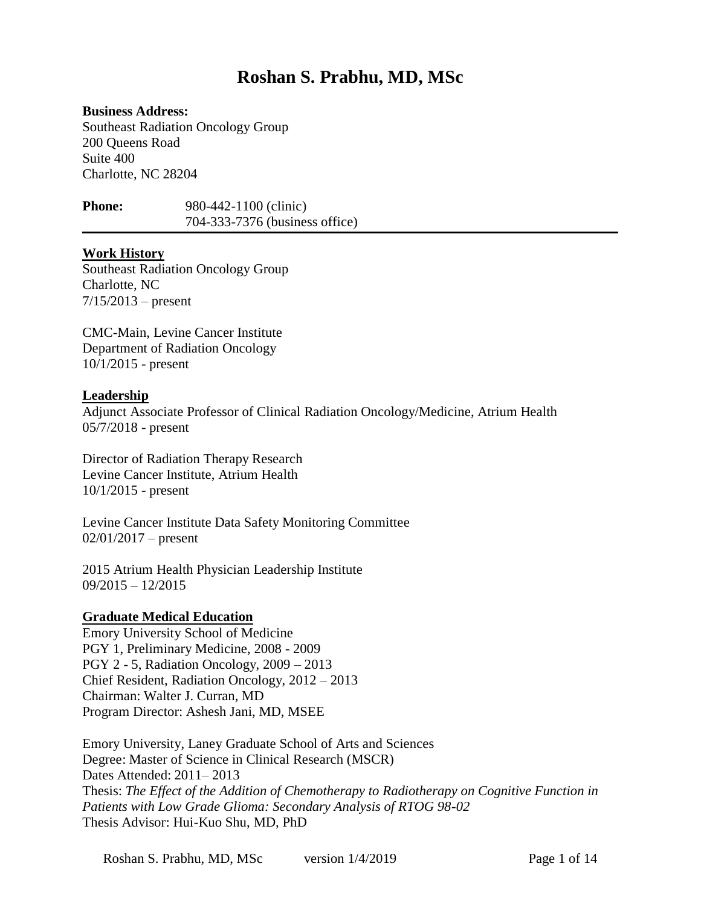# Roshan S. Prabhu, MD, MSc

**Business Address:**
Southeast Radiation Oncology Group
200 Queens Road
Suite 400
Charlotte, NC 28204

**Phone:** 980-442-1100 (clinic)
704-333-7376 (business office)

---

## Work History

Southeast Radiation Oncology Group
Charlotte, NC
7/15/2013 – present

CMC-Main, Levine Cancer Institute
Department of Radiation Oncology
10/1/2015 - present

## Leadership

Adjunct Associate Professor of Clinical Radiation Oncology/Medicine, Atrium Health
05/7/2018 - present

Director of Radiation Therapy Research
Levine Cancer Institute, Atrium Health
10/1/2015 - present

Levine Cancer Institute Data Safety Monitoring Committee
02/01/2017 – present

2015 Atrium Health Physician Leadership Institute
09/2015 – 12/2015

## Graduate Medical Education

Emory University School of Medicine
PGY 1, Preliminary Medicine, 2008 - 2009
PGY 2 - 5, Radiation Oncology, 2009 – 2013
Chief Resident, Radiation Oncology, 2012 – 2013
Chairman: Walter J. Curran, MD
Program Director: Ashesh Jani, MD, MSEE

Emory University, Laney Graduate School of Arts and Sciences
Degree: Master of Science in Clinical Research (MSCR)
Dates Attended: 2011– 2013
Thesis: *The Effect of the Addition of Chemotherapy to Radiotherapy on Cognitive Function in Patients with Low Grade Glioma: Secondary Analysis of RTOG 98-02*
Thesis Advisor: Hui-Kuo Shu, MD, PhD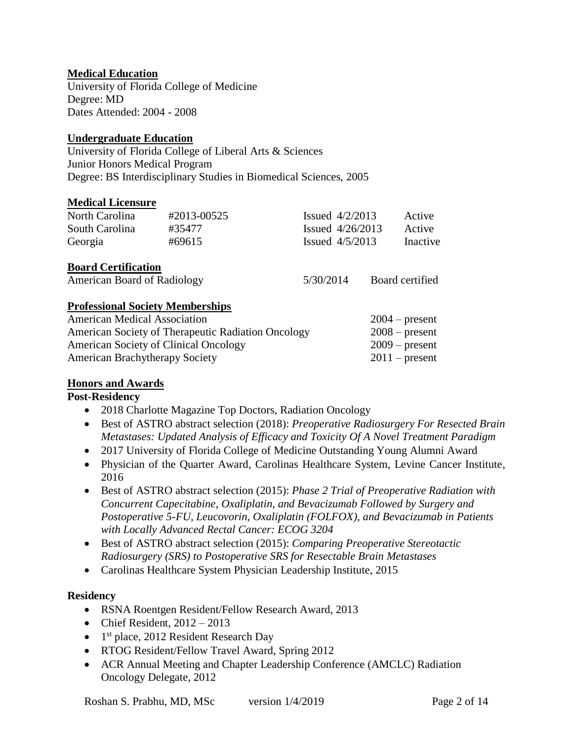**Medical Education**

University of Florida College of Medicine
Degree: MD
Dates Attended: 2004 - 2008

**Undergraduate Education**

University of Florida College of Liberal Arts & Sciences
Junior Honors Medical Program
Degree: BS Interdisciplinary Studies in Biomedical Sciences, 2005

**Medical Licensure**

| | | | |
|---|---|---|---|
| North Carolina | #2013-00525 | Issued 4/2/2013 | Active |
| South Carolina | #35477 | Issued 4/26/2013 | Active |
| Georgia | #69615 | Issued 4/5/2013 | Inactive |

**Board Certification**

| | | |
|---|---|---|
| American Board of Radiology | 5/30/2014 | Board certified |

**Professional Society Memberships**

| | |
|---|---|
| American Medical Association | 2004 – present |
| American Society of Therapeutic Radiation Oncology | 2008 – present |
| American Society of Clinical Oncology | 2009 – present |
| American Brachytherapy Society | 2011 – present |

**Honors and Awards**

**Post-Residency**

- 2018 Charlotte Magazine Top Doctors, Radiation Oncology
- Best of ASTRO abstract selection (2018): *Preoperative Radiosurgery For Resected Brain Metastases: Updated Analysis of Efficacy and Toxicity Of A Novel Treatment Paradigm*
- 2017 University of Florida College of Medicine Outstanding Young Alumni Award
- Physician of the Quarter Award, Carolinas Healthcare System, Levine Cancer Institute, 2016
- Best of ASTRO abstract selection (2015): *Phase 2 Trial of Preoperative Radiation with Concurrent Capecitabine, Oxaliplatin, and Bevacizumab Followed by Surgery and Postoperative 5-FU, Leucovorin, Oxaliplatin (FOLFOX), and Bevacizumab in Patients with Locally Advanced Rectal Cancer: ECOG 3204*
- Best of ASTRO abstract selection (2015): *Comparing Preoperative Stereotactic Radiosurgery (SRS) to Postoperative SRS for Resectable Brain Metastases*
- Carolinas Healthcare System Physician Leadership Institute, 2015

**Residency**

- RSNA Roentgen Resident/Fellow Research Award, 2013
- Chief Resident, 2012 – 2013
- 1st place, 2012 Resident Research Day
- RTOG Resident/Fellow Travel Award, Spring 2012
- ACR Annual Meeting and Chapter Leadership Conference (AMCLC) Radiation Oncology Delegate, 2012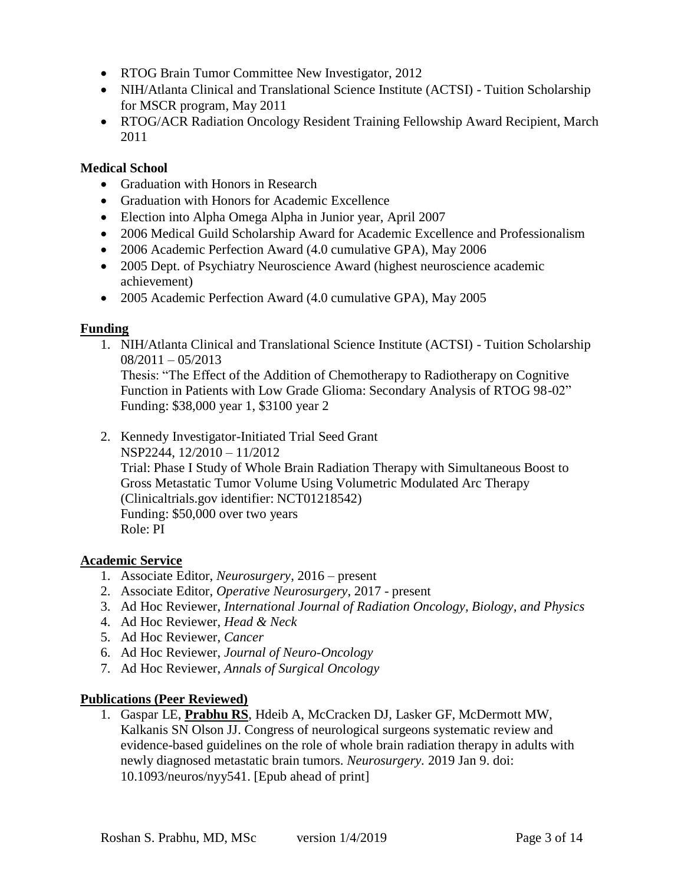- RTOG Brain Tumor Committee New Investigator, 2012
- NIH/Atlanta Clinical and Translational Science Institute (ACTSI) - Tuition Scholarship for MSCR program, May 2011
- RTOG/ACR Radiation Oncology Resident Training Fellowship Award Recipient, March 2011

**Medical School**

- Graduation with Honors in Research
- Graduation with Honors for Academic Excellence
- Election into Alpha Omega Alpha in Junior year, April 2007
- 2006 Medical Guild Scholarship Award for Academic Excellence and Professionalism
- 2006 Academic Perfection Award (4.0 cumulative GPA), May 2006
- 2005 Dept. of Psychiatry Neuroscience Award (highest neuroscience academic achievement)
- 2005 Academic Perfection Award (4.0 cumulative GPA), May 2005

## Funding

1. NIH/Atlanta Clinical and Translational Science Institute (ACTSI) - Tuition Scholarship 08/2011 – 05/2013
   Thesis: "The Effect of the Addition of Chemotherapy to Radiotherapy on Cognitive Function in Patients with Low Grade Glioma: Secondary Analysis of RTOG 98-02"
   Funding: $38,000 year 1, $3100 year 2

2. Kennedy Investigator-Initiated Trial Seed Grant
   NSP2244, 12/2010 – 11/2012
   Trial: Phase I Study of Whole Brain Radiation Therapy with Simultaneous Boost to Gross Metastatic Tumor Volume Using Volumetric Modulated Arc Therapy (Clinicaltrials.gov identifier: NCT01218542)
   Funding: $50,000 over two years
   Role: PI

## Academic Service

1. Associate Editor, *Neurosurgery*, 2016 – present
2. Associate Editor, *Operative Neurosurgery*, 2017 - present
3. Ad Hoc Reviewer, *International Journal of Radiation Oncology, Biology, and Physics*
4. Ad Hoc Reviewer, *Head & Neck*
5. Ad Hoc Reviewer, *Cancer*
6. Ad Hoc Reviewer, *Journal of Neuro-Oncology*
7. Ad Hoc Reviewer, *Annals of Surgical Oncology*

## Publications (Peer Reviewed)

1. Gaspar LE, **Prabhu RS**, Hdeib A, McCracken DJ, Lasker GF, McDermott MW, Kalkanis SN Olson JJ. Congress of neurological surgeons systematic review and evidence-based guidelines on the role of whole brain radiation therapy in adults with newly diagnosed metastatic brain tumors. *Neurosurgery.* 2019 Jan 9. doi: 10.1093/neuros/nyy541. [Epub ahead of print]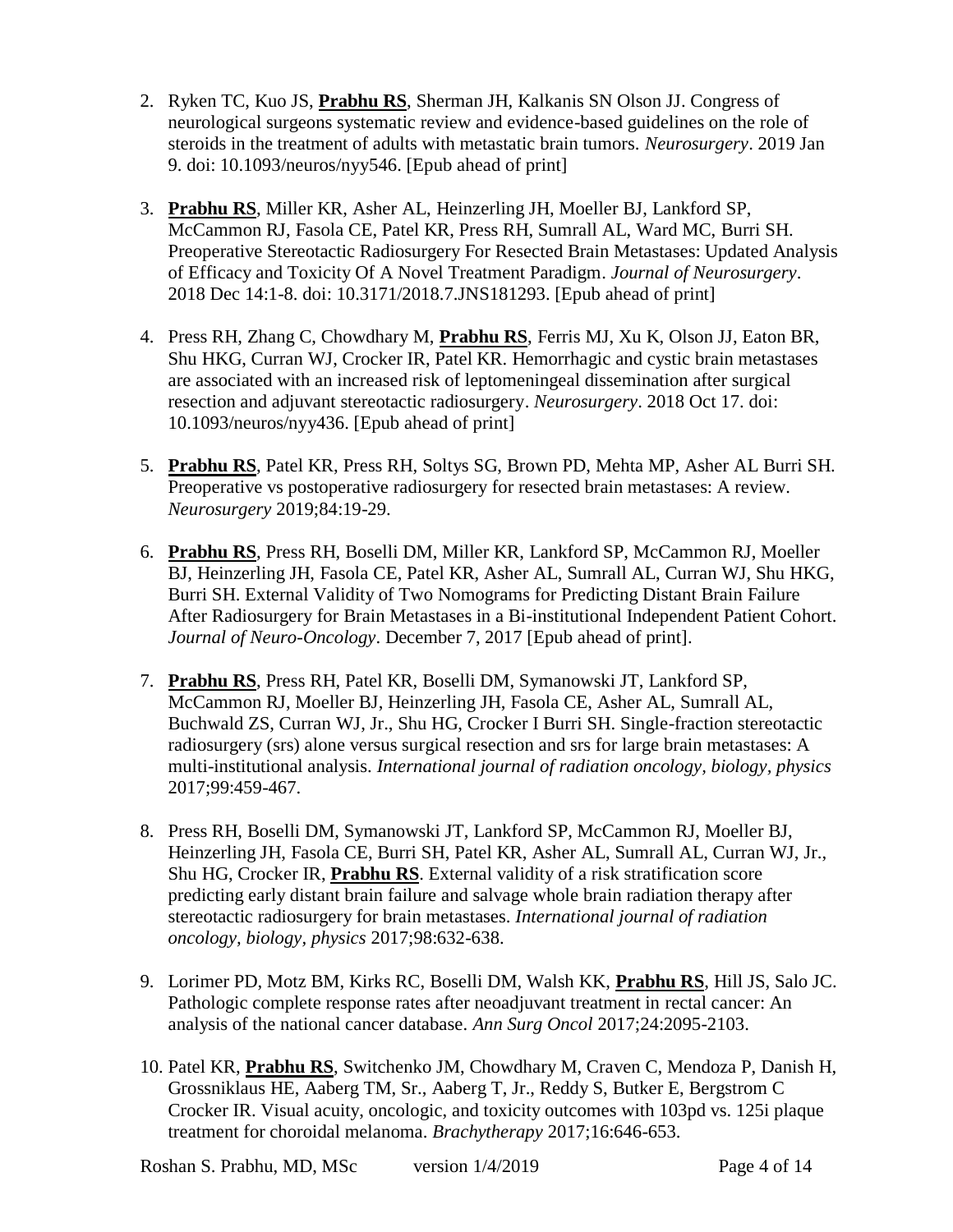2. Ryken TC, Kuo JS, **Prabhu RS**, Sherman JH, Kalkanis SN Olson JJ. Congress of neurological surgeons systematic review and evidence-based guidelines on the role of steroids in the treatment of adults with metastatic brain tumors. *Neurosurgery*. 2019 Jan 9. doi: 10.1093/neuros/nyy546. [Epub ahead of print]

3. **Prabhu RS**, Miller KR, Asher AL, Heinzerling JH, Moeller BJ, Lankford SP, McCammon RJ, Fasola CE, Patel KR, Press RH, Sumrall AL, Ward MC, Burri SH. Preoperative Stereotactic Radiosurgery For Resected Brain Metastases: Updated Analysis of Efficacy and Toxicity Of A Novel Treatment Paradigm. *Journal of Neurosurgery*. 2018 Dec 14:1-8. doi: 10.3171/2018.7.JNS181293. [Epub ahead of print]

4. Press RH, Zhang C, Chowdhary M, **Prabhu RS**, Ferris MJ, Xu K, Olson JJ, Eaton BR, Shu HKG, Curran WJ, Crocker IR, Patel KR. Hemorrhagic and cystic brain metastases are associated with an increased risk of leptomeningeal dissemination after surgical resection and adjuvant stereotactic radiosurgery. *Neurosurgery*. 2018 Oct 17. doi: 10.1093/neuros/nyy436. [Epub ahead of print]

5. **Prabhu RS**, Patel KR, Press RH, Soltys SG, Brown PD, Mehta MP, Asher AL Burri SH. Preoperative vs postoperative radiosurgery for resected brain metastases: A review. *Neurosurgery* 2019;84:19-29.

6. **Prabhu RS**, Press RH, Boselli DM, Miller KR, Lankford SP, McCammon RJ, Moeller BJ, Heinzerling JH, Fasola CE, Patel KR, Asher AL, Sumrall AL, Curran WJ, Shu HKG, Burri SH. External Validity of Two Nomograms for Predicting Distant Brain Failure After Radiosurgery for Brain Metastases in a Bi-institutional Independent Patient Cohort. *Journal of Neuro-Oncology*. December 7, 2017 [Epub ahead of print].

7. **Prabhu RS**, Press RH, Patel KR, Boselli DM, Symanowski JT, Lankford SP, McCammon RJ, Moeller BJ, Heinzerling JH, Fasola CE, Asher AL, Sumrall AL, Buchwald ZS, Curran WJ, Jr., Shu HG, Crocker I Burri SH. Single-fraction stereotactic radiosurgery (srs) alone versus surgical resection and srs for large brain metastases: A multi-institutional analysis. *International journal of radiation oncology, biology, physics* 2017;99:459-467.

8. Press RH, Boselli DM, Symanowski JT, Lankford SP, McCammon RJ, Moeller BJ, Heinzerling JH, Fasola CE, Burri SH, Patel KR, Asher AL, Sumrall AL, Curran WJ, Jr., Shu HG, Crocker IR, **Prabhu RS**. External validity of a risk stratification score predicting early distant brain failure and salvage whole brain radiation therapy after stereotactic radiosurgery for brain metastases. *International journal of radiation oncology, biology, physics* 2017;98:632-638.

9. Lorimer PD, Motz BM, Kirks RC, Boselli DM, Walsh KK, **Prabhu RS**, Hill JS, Salo JC. Pathologic complete response rates after neoadjuvant treatment in rectal cancer: An analysis of the national cancer database. *Ann Surg Oncol* 2017;24:2095-2103.

10. Patel KR, **Prabhu RS**, Switchenko JM, Chowdhary M, Craven C, Mendoza P, Danish H, Grossniklaus HE, Aaberg TM, Sr., Aaberg T, Jr., Reddy S, Butker E, Bergstrom C Crocker IR. Visual acuity, oncologic, and toxicity outcomes with 103pd vs. 125i plaque treatment for choroidal melanoma. *Brachytherapy* 2017;16:646-653.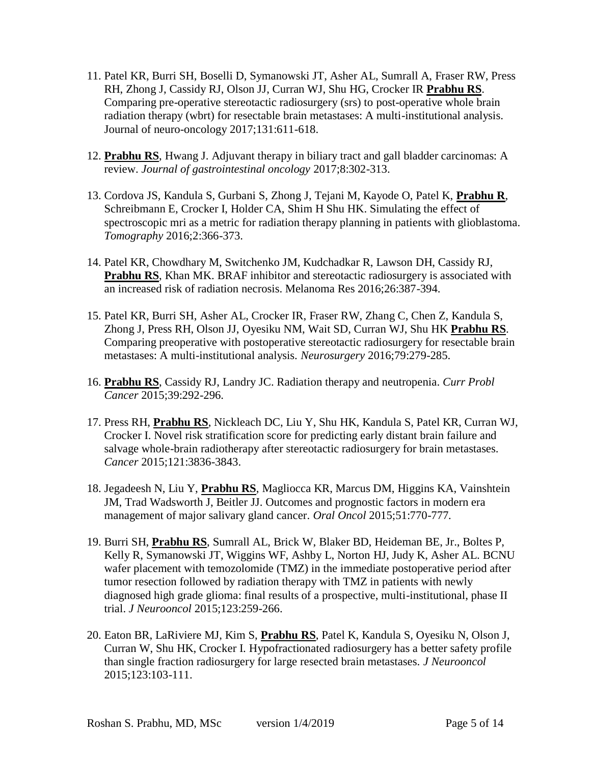11. Patel KR, Burri SH, Boselli D, Symanowski JT, Asher AL, Sumrall A, Fraser RW, Press RH, Zhong J, Cassidy RJ, Olson JJ, Curran WJ, Shu HG, Crocker IR **Prabhu RS**. Comparing pre-operative stereotactic radiosurgery (srs) to post-operative whole brain radiation therapy (wbrt) for resectable brain metastases: A multi-institutional analysis. Journal of neuro-oncology 2017;131:611-618.

12. **Prabhu RS**, Hwang J. Adjuvant therapy in biliary tract and gall bladder carcinomas: A review. *Journal of gastrointestinal oncology* 2017;8:302-313.

13. Cordova JS, Kandula S, Gurbani S, Zhong J, Tejani M, Kayode O, Patel K, **Prabhu R**, Schreibmann E, Crocker I, Holder CA, Shim H Shu HK. Simulating the effect of spectroscopic mri as a metric for radiation therapy planning in patients with glioblastoma. *Tomography* 2016;2:366-373.

14. Patel KR, Chowdhary M, Switchenko JM, Kudchadkar R, Lawson DH, Cassidy RJ, **Prabhu RS**, Khan MK. BRAF inhibitor and stereotactic radiosurgery is associated with an increased risk of radiation necrosis. Melanoma Res 2016;26:387-394.

15. Patel KR, Burri SH, Asher AL, Crocker IR, Fraser RW, Zhang C, Chen Z, Kandula S, Zhong J, Press RH, Olson JJ, Oyesiku NM, Wait SD, Curran WJ, Shu HK **Prabhu RS**. Comparing preoperative with postoperative stereotactic radiosurgery for resectable brain metastases: A multi-institutional analysis. *Neurosurgery* 2016;79:279-285.

16. **Prabhu RS**, Cassidy RJ, Landry JC. Radiation therapy and neutropenia. *Curr Probl Cancer* 2015;39:292-296.

17. Press RH, **Prabhu RS**, Nickleach DC, Liu Y, Shu HK, Kandula S, Patel KR, Curran WJ, Crocker I. Novel risk stratification score for predicting early distant brain failure and salvage whole-brain radiotherapy after stereotactic radiosurgery for brain metastases. *Cancer* 2015;121:3836-3843.

18. Jegadeesh N, Liu Y, **Prabhu RS**, Magliocca KR, Marcus DM, Higgins KA, Vainshtein JM, Trad Wadsworth J, Beitler JJ. Outcomes and prognostic factors in modern era management of major salivary gland cancer. *Oral Oncol* 2015;51:770-777.

19. Burri SH, **Prabhu RS**, Sumrall AL, Brick W, Blaker BD, Heideman BE, Jr., Boltes P, Kelly R, Symanowski JT, Wiggins WF, Ashby L, Norton HJ, Judy K, Asher AL. BCNU wafer placement with temozolomide (TMZ) in the immediate postoperative period after tumor resection followed by radiation therapy with TMZ in patients with newly diagnosed high grade glioma: final results of a prospective, multi-institutional, phase II trial. *J Neurooncol* 2015;123:259-266.

20. Eaton BR, LaRiviere MJ, Kim S, **Prabhu RS**, Patel K, Kandula S, Oyesiku N, Olson J, Curran W, Shu HK, Crocker I. Hypofractionated radiosurgery has a better safety profile than single fraction radiosurgery for large resected brain metastases. *J Neurooncol* 2015;123:103-111.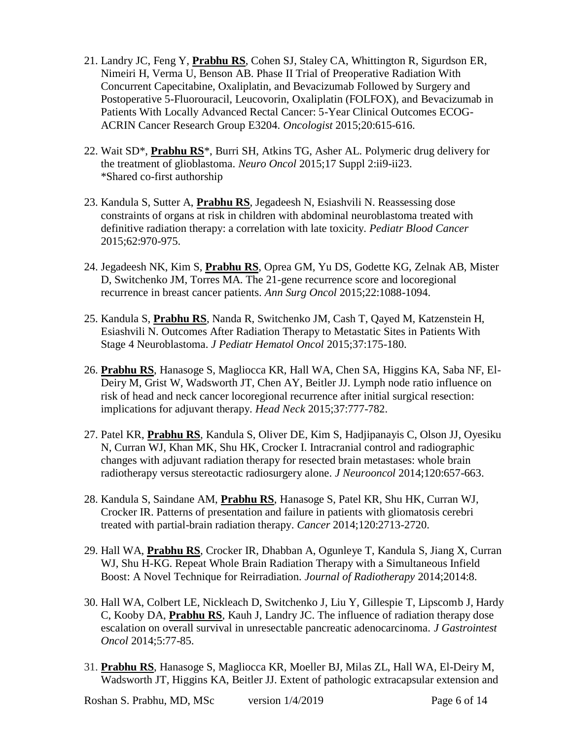21. Landry JC, Feng Y, **Prabhu RS**, Cohen SJ, Staley CA, Whittington R, Sigurdson ER, Nimeiri H, Verma U, Benson AB. Phase II Trial of Preoperative Radiation With Concurrent Capecitabine, Oxaliplatin, and Bevacizumab Followed by Surgery and Postoperative 5-Fluorouracil, Leucovorin, Oxaliplatin (FOLFOX), and Bevacizumab in Patients With Locally Advanced Rectal Cancer: 5-Year Clinical Outcomes ECOG-ACRIN Cancer Research Group E3204. *Oncologist* 2015;20:615-616.

22. Wait SD*, **Prabhu RS***, Burri SH, Atkins TG, Asher AL. Polymeric drug delivery for the treatment of glioblastoma. *Neuro Oncol* 2015;17 Suppl 2:ii9-ii23.
*Shared co-first authorship

23. Kandula S, Sutter A, **Prabhu RS**, Jegadeesh N, Esiashvili N. Reassessing dose constraints of organs at risk in children with abdominal neuroblastoma treated with definitive radiation therapy: a correlation with late toxicity. *Pediatr Blood Cancer* 2015;62:970-975.

24. Jegadeesh NK, Kim S, **Prabhu RS**, Oprea GM, Yu DS, Godette KG, Zelnak AB, Mister D, Switchenko JM, Torres MA. The 21-gene recurrence score and locoregional recurrence in breast cancer patients. *Ann Surg Oncol* 2015;22:1088-1094.

25. Kandula S, **Prabhu RS**, Nanda R, Switchenko JM, Cash T, Qayed M, Katzenstein H, Esiashvili N. Outcomes After Radiation Therapy to Metastatic Sites in Patients With Stage 4 Neuroblastoma. *J Pediatr Hematol Oncol* 2015;37:175-180.

26. **Prabhu RS**, Hanasoge S, Magliocca KR, Hall WA, Chen SA, Higgins KA, Saba NF, El-Deiry M, Grist W, Wadsworth JT, Chen AY, Beitler JJ. Lymph node ratio influence on risk of head and neck cancer locoregional recurrence after initial surgical resection: implications for adjuvant therapy. *Head Neck* 2015;37:777-782.

27. Patel KR, **Prabhu RS**, Kandula S, Oliver DE, Kim S, Hadjipanayis C, Olson JJ, Oyesiku N, Curran WJ, Khan MK, Shu HK, Crocker I. Intracranial control and radiographic changes with adjuvant radiation therapy for resected brain metastases: whole brain radiotherapy versus stereotactic radiosurgery alone. *J Neurooncol* 2014;120:657-663.

28. Kandula S, Saindane AM, **Prabhu RS**, Hanasoge S, Patel KR, Shu HK, Curran WJ, Crocker IR. Patterns of presentation and failure in patients with gliomatosis cerebri treated with partial-brain radiation therapy. *Cancer* 2014;120:2713-2720.

29. Hall WA, **Prabhu RS**, Crocker IR, Dhabban A, Ogunleye T, Kandula S, Jiang X, Curran WJ, Shu H-KG. Repeat Whole Brain Radiation Therapy with a Simultaneous Infield Boost: A Novel Technique for Reirradiation. *Journal of Radiotherapy* 2014;2014:8.

30. Hall WA, Colbert LE, Nickleach D, Switchenko J, Liu Y, Gillespie T, Lipscomb J, Hardy C, Kooby DA, **Prabhu RS**, Kauh J, Landry JC. The influence of radiation therapy dose escalation on overall survival in unresectable pancreatic adenocarcinoma. *J Gastrointest Oncol* 2014;5:77-85.

31. **Prabhu RS**, Hanasoge S, Magliocca KR, Moeller BJ, Milas ZL, Hall WA, El-Deiry M, Wadsworth JT, Higgins KA, Beitler JJ. Extent of pathologic extracapsular extension and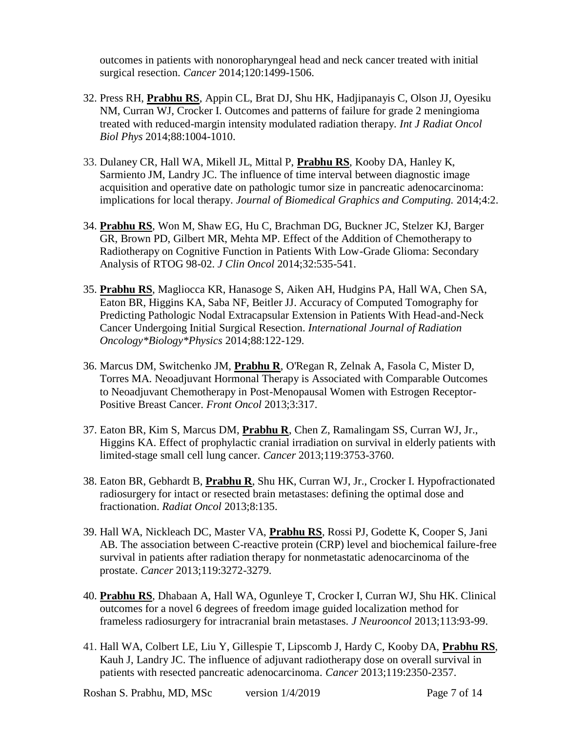outcomes in patients with nonoropharyngeal head and neck cancer treated with initial surgical resection. *Cancer* 2014;120:1499-1506.

32. Press RH, **Prabhu RS**, Appin CL, Brat DJ, Shu HK, Hadjipanayis C, Olson JJ, Oyesiku NM, Curran WJ, Crocker I. Outcomes and patterns of failure for grade 2 meningioma treated with reduced-margin intensity modulated radiation therapy. *Int J Radiat Oncol Biol Phys* 2014;88:1004-1010.

33. Dulaney CR, Hall WA, Mikell JL, Mittal P, **Prabhu RS**, Kooby DA, Hanley K, Sarmiento JM, Landry JC. The influence of time interval between diagnostic image acquisition and operative date on pathologic tumor size in pancreatic adenocarcinoma: implications for local therapy. *Journal of Biomedical Graphics and Computing.* 2014;4:2.

34. **Prabhu RS**, Won M, Shaw EG, Hu C, Brachman DG, Buckner JC, Stelzer KJ, Barger GR, Brown PD, Gilbert MR, Mehta MP. Effect of the Addition of Chemotherapy to Radiotherapy on Cognitive Function in Patients With Low-Grade Glioma: Secondary Analysis of RTOG 98-02. *J Clin Oncol* 2014;32:535-541.

35. **Prabhu RS**, Magliocca KR, Hanasoge S, Aiken AH, Hudgins PA, Hall WA, Chen SA, Eaton BR, Higgins KA, Saba NF, Beitler JJ. Accuracy of Computed Tomography for Predicting Pathologic Nodal Extracapsular Extension in Patients With Head-and-Neck Cancer Undergoing Initial Surgical Resection. *International Journal of Radiation Oncology*Biology*Physics* 2014;88:122-129.

36. Marcus DM, Switchenko JM, **Prabhu R**, O'Regan R, Zelnak A, Fasola C, Mister D, Torres MA. Neoadjuvant Hormonal Therapy is Associated with Comparable Outcomes to Neoadjuvant Chemotherapy in Post-Menopausal Women with Estrogen Receptor-Positive Breast Cancer. *Front Oncol* 2013;3:317.

37. Eaton BR, Kim S, Marcus DM, **Prabhu R**, Chen Z, Ramalingam SS, Curran WJ, Jr., Higgins KA. Effect of prophylactic cranial irradiation on survival in elderly patients with limited-stage small cell lung cancer. *Cancer* 2013;119:3753-3760.

38. Eaton BR, Gebhardt B, **Prabhu R**, Shu HK, Curran WJ, Jr., Crocker I. Hypofractionated radiosurgery for intact or resected brain metastases: defining the optimal dose and fractionation. *Radiat Oncol* 2013;8:135.

39. Hall WA, Nickleach DC, Master VA, **Prabhu RS**, Rossi PJ, Godette K, Cooper S, Jani AB. The association between C-reactive protein (CRP) level and biochemical failure-free survival in patients after radiation therapy for nonmetastatic adenocarcinoma of the prostate. *Cancer* 2013;119:3272-3279.

40. **Prabhu RS**, Dhabaan A, Hall WA, Ogunleye T, Crocker I, Curran WJ, Shu HK. Clinical outcomes for a novel 6 degrees of freedom image guided localization method for frameless radiosurgery for intracranial brain metastases. *J Neurooncol* 2013;113:93-99.

41. Hall WA, Colbert LE, Liu Y, Gillespie T, Lipscomb J, Hardy C, Kooby DA, **Prabhu RS**, Kauh J, Landry JC. The influence of adjuvant radiotherapy dose on overall survival in patients with resected pancreatic adenocarcinoma. *Cancer* 2013;119:2350-2357.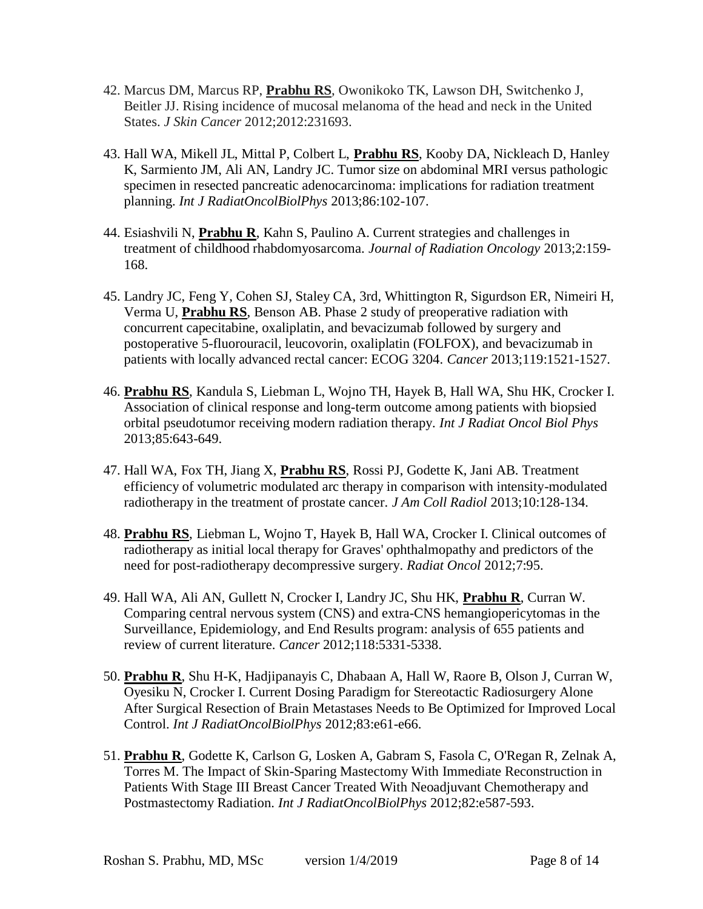42. Marcus DM, Marcus RP, **Prabhu RS**, Owonikoko TK, Lawson DH, Switchenko J, Beitler JJ. Rising incidence of mucosal melanoma of the head and neck in the United States. *J Skin Cancer* 2012;2012:231693.

43. Hall WA, Mikell JL, Mittal P, Colbert L, **Prabhu RS**, Kooby DA, Nickleach D, Hanley K, Sarmiento JM, Ali AN, Landry JC. Tumor size on abdominal MRI versus pathologic specimen in resected pancreatic adenocarcinoma: implications for radiation treatment planning. *Int J RadiatOncolBiolPhys* 2013;86:102-107.

44. Esiashvili N, **Prabhu R**, Kahn S, Paulino A. Current strategies and challenges in treatment of childhood rhabdomyosarcoma. *Journal of Radiation Oncology* 2013;2:159-168.

45. Landry JC, Feng Y, Cohen SJ, Staley CA, 3rd, Whittington R, Sigurdson ER, Nimeiri H, Verma U, **Prabhu RS**, Benson AB. Phase 2 study of preoperative radiation with concurrent capecitabine, oxaliplatin, and bevacizumab followed by surgery and postoperative 5-fluorouracil, leucovorin, oxaliplatin (FOLFOX), and bevacizumab in patients with locally advanced rectal cancer: ECOG 3204. *Cancer* 2013;119:1521-1527.

46. **Prabhu RS**, Kandula S, Liebman L, Wojno TH, Hayek B, Hall WA, Shu HK, Crocker I. Association of clinical response and long-term outcome among patients with biopsied orbital pseudotumor receiving modern radiation therapy. *Int J Radiat Oncol Biol Phys* 2013;85:643-649.

47. Hall WA, Fox TH, Jiang X, **Prabhu RS**, Rossi PJ, Godette K, Jani AB. Treatment efficiency of volumetric modulated arc therapy in comparison with intensity-modulated radiotherapy in the treatment of prostate cancer. *J Am Coll Radiol* 2013;10:128-134.

48. **Prabhu RS**, Liebman L, Wojno T, Hayek B, Hall WA, Crocker I. Clinical outcomes of radiotherapy as initial local therapy for Graves' ophthalmopathy and predictors of the need for post-radiotherapy decompressive surgery. *Radiat Oncol* 2012;7:95.

49. Hall WA, Ali AN, Gullett N, Crocker I, Landry JC, Shu HK, **Prabhu R**, Curran W. Comparing central nervous system (CNS) and extra-CNS hemangiopericytomas in the Surveillance, Epidemiology, and End Results program: analysis of 655 patients and review of current literature. *Cancer* 2012;118:5331-5338.

50. **Prabhu R**, Shu H-K, Hadjipanayis C, Dhabaan A, Hall W, Raore B, Olson J, Curran W, Oyesiku N, Crocker I. Current Dosing Paradigm for Stereotactic Radiosurgery Alone After Surgical Resection of Brain Metastases Needs to Be Optimized for Improved Local Control. *Int J RadiatOncolBiolPhys* 2012;83:e61-e66.

51. **Prabhu R**, Godette K, Carlson G, Losken A, Gabram S, Fasola C, O'Regan R, Zelnak A, Torres M. The Impact of Skin-Sparing Mastectomy With Immediate Reconstruction in Patients With Stage III Breast Cancer Treated With Neoadjuvant Chemotherapy and Postmastectomy Radiation. *Int J RadiatOncolBiolPhys* 2012;82:e587-593.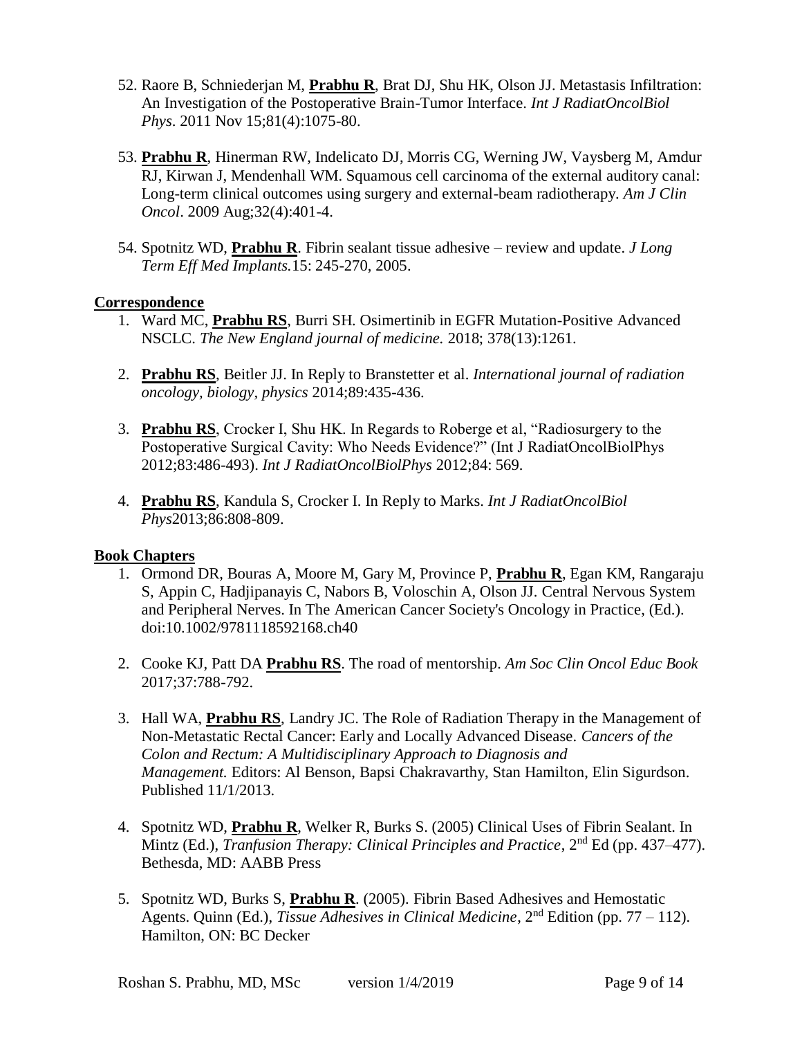52. Raore B, Schniederjan M, **Prabhu R**, Brat DJ, Shu HK, Olson JJ. Metastasis Infiltration: An Investigation of the Postoperative Brain-Tumor Interface. *Int J RadiatOncolBiol Phys*. 2011 Nov 15;81(4):1075-80.

53. **Prabhu R**, Hinerman RW, Indelicato DJ, Morris CG, Werning JW, Vaysberg M, Amdur RJ, Kirwan J, Mendenhall WM. Squamous cell carcinoma of the external auditory canal: Long-term clinical outcomes using surgery and external-beam radiotherapy. *Am J Clin Oncol*. 2009 Aug;32(4):401-4.

54. Spotnitz WD, **Prabhu R**. Fibrin sealant tissue adhesive – review and update. *J Long Term Eff Med Implants.*15: 245-270, 2005.

**Correspondence**

1. Ward MC, **Prabhu RS**, Burri SH. Osimertinib in EGFR Mutation-Positive Advanced NSCLC. *The New England journal of medicine.* 2018; 378(13):1261.

2. **Prabhu RS**, Beitler JJ. In Reply to Branstetter et al. *International journal of radiation oncology, biology, physics* 2014;89:435-436.

3. **Prabhu RS**, Crocker I, Shu HK. In Regards to Roberge et al, "Radiosurgery to the Postoperative Surgical Cavity: Who Needs Evidence?" (Int J RadiatOncolBiolPhys 2012;83:486-493). *Int J RadiatOncolBiolPhys* 2012;84: 569.

4. **Prabhu RS**, Kandula S, Crocker I. In Reply to Marks. *Int J RadiatOncolBiol Phys*2013;86:808-809.

**Book Chapters**

1. Ormond DR, Bouras A, Moore M, Gary M, Province P, **Prabhu R**, Egan KM, Rangaraju S, Appin C, Hadjipanayis C, Nabors B, Voloschin A, Olson JJ. Central Nervous System and Peripheral Nerves. In The American Cancer Society's Oncology in Practice, (Ed.). doi:10.1002/9781118592168.ch40

2. Cooke KJ, Patt DA **Prabhu RS**. The road of mentorship. *Am Soc Clin Oncol Educ Book* 2017;37:788-792.

3. Hall WA, **Prabhu RS**, Landry JC. The Role of Radiation Therapy in the Management of Non-Metastatic Rectal Cancer: Early and Locally Advanced Disease. *Cancers of the Colon and Rectum: A Multidisciplinary Approach to Diagnosis and Management.* Editors: Al Benson, Bapsi Chakravarthy, Stan Hamilton, Elin Sigurdson. Published 11/1/2013.

4. Spotnitz WD, **Prabhu R**, Welker R, Burks S. (2005) Clinical Uses of Fibrin Sealant. In Mintz (Ed.), *Tranfusion Therapy: Clinical Principles and Practice*, 2nd Ed (pp. 437–477). Bethesda, MD: AABB Press

5. Spotnitz WD, Burks S, **Prabhu R**. (2005). Fibrin Based Adhesives and Hemostatic Agents. Quinn (Ed.), *Tissue Adhesives in Clinical Medicine*, 2nd Edition (pp. 77 – 112). Hamilton, ON: BC Decker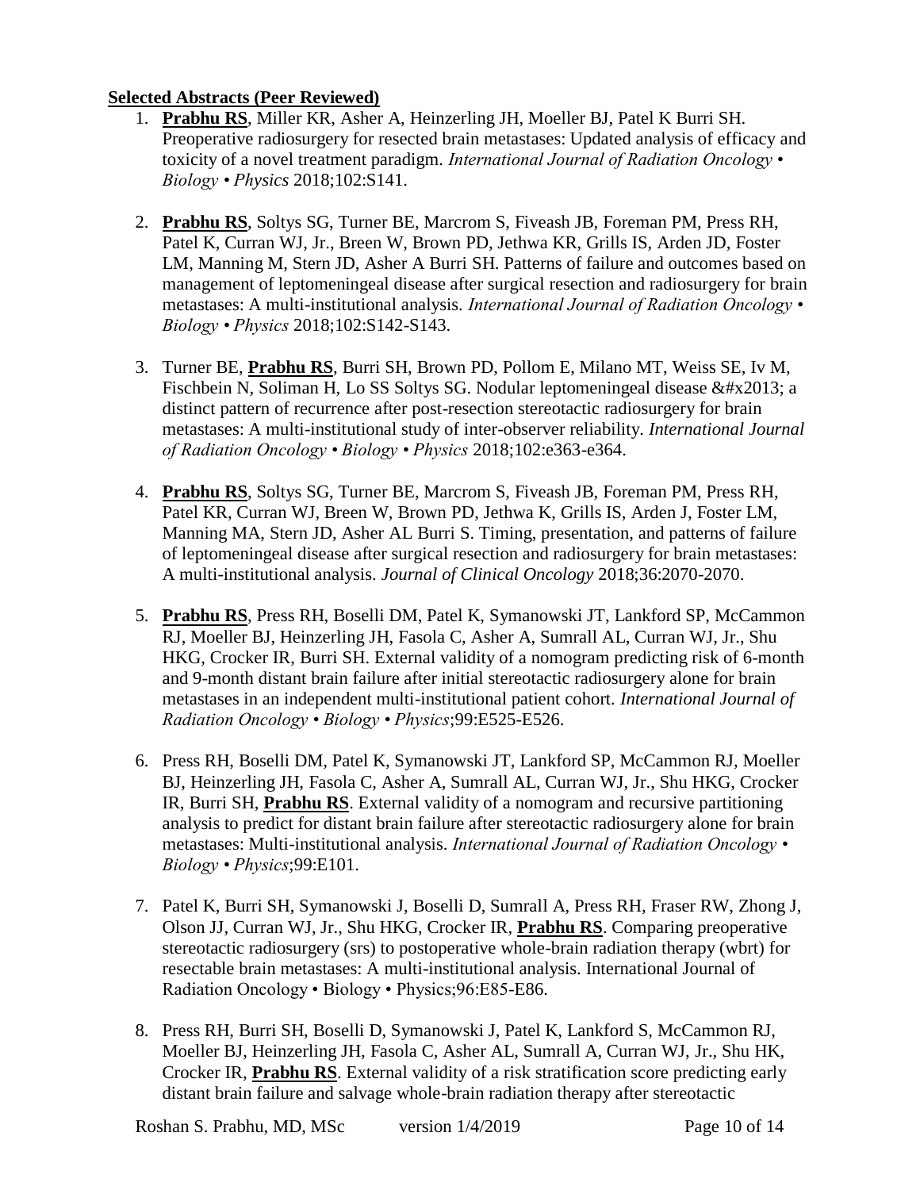**Selected Abstracts (Peer Reviewed)**

1. **Prabhu RS**, Miller KR, Asher A, Heinzerling JH, Moeller BJ, Patel K Burri SH. Preoperative radiosurgery for resected brain metastases: Updated analysis of efficacy and toxicity of a novel treatment paradigm. *International Journal of Radiation Oncology • Biology • Physics* 2018;102:S141.

2. **Prabhu RS**, Soltys SG, Turner BE, Marcrom S, Fiveash JB, Foreman PM, Press RH, Patel K, Curran WJ, Jr., Breen W, Brown PD, Jethwa KR, Grills IS, Arden JD, Foster LM, Manning M, Stern JD, Asher A Burri SH. Patterns of failure and outcomes based on management of leptomeningeal disease after surgical resection and radiosurgery for brain metastases: A multi-institutional analysis. *International Journal of Radiation Oncology • Biology • Physics* 2018;102:S142-S143.

3. Turner BE, **Prabhu RS**, Burri SH, Brown PD, Pollom E, Milano MT, Weiss SE, Iv M, Fischbein N, Soliman H, Lo SS Soltys SG. Nodular leptomeningeal disease &#x2013; a distinct pattern of recurrence after post-resection stereotactic radiosurgery for brain metastases: A multi-institutional study of inter-observer reliability. *International Journal of Radiation Oncology • Biology • Physics* 2018;102:e363-e364.

4. **Prabhu RS**, Soltys SG, Turner BE, Marcrom S, Fiveash JB, Foreman PM, Press RH, Patel KR, Curran WJ, Breen W, Brown PD, Jethwa K, Grills IS, Arden J, Foster LM, Manning MA, Stern JD, Asher AL Burri S. Timing, presentation, and patterns of failure of leptomeningeal disease after surgical resection and radiosurgery for brain metastases: A multi-institutional analysis. *Journal of Clinical Oncology* 2018;36:2070-2070.

5. **Prabhu RS**, Press RH, Boselli DM, Patel K, Symanowski JT, Lankford SP, McCammon RJ, Moeller BJ, Heinzerling JH, Fasola C, Asher A, Sumrall AL, Curran WJ, Jr., Shu HKG, Crocker IR, Burri SH. External validity of a nomogram predicting risk of 6-month and 9-month distant brain failure after initial stereotactic radiosurgery alone for brain metastases in an independent multi-institutional patient cohort. *International Journal of Radiation Oncology • Biology • Physics*;99:E525-E526.

6. Press RH, Boselli DM, Patel K, Symanowski JT, Lankford SP, McCammon RJ, Moeller BJ, Heinzerling JH, Fasola C, Asher A, Sumrall AL, Curran WJ, Jr., Shu HKG, Crocker IR, Burri SH, **Prabhu RS**. External validity of a nomogram and recursive partitioning analysis to predict for distant brain failure after stereotactic radiosurgery alone for brain metastases: Multi-institutional analysis. *International Journal of Radiation Oncology • Biology • Physics*;99:E101.

7. Patel K, Burri SH, Symanowski J, Boselli D, Sumrall A, Press RH, Fraser RW, Zhong J, Olson JJ, Curran WJ, Jr., Shu HKG, Crocker IR, **Prabhu RS**. Comparing preoperative stereotactic radiosurgery (srs) to postoperative whole-brain radiation therapy (wbrt) for resectable brain metastases: A multi-institutional analysis. International Journal of Radiation Oncology • Biology • Physics;96:E85-E86.

8. Press RH, Burri SH, Boselli D, Symanowski J, Patel K, Lankford S, McCammon RJ, Moeller BJ, Heinzerling JH, Fasola C, Asher AL, Sumrall A, Curran WJ, Jr., Shu HK, Crocker IR, **Prabhu RS**. External validity of a risk stratification score predicting early distant brain failure and salvage whole-brain radiation therapy after stereotactic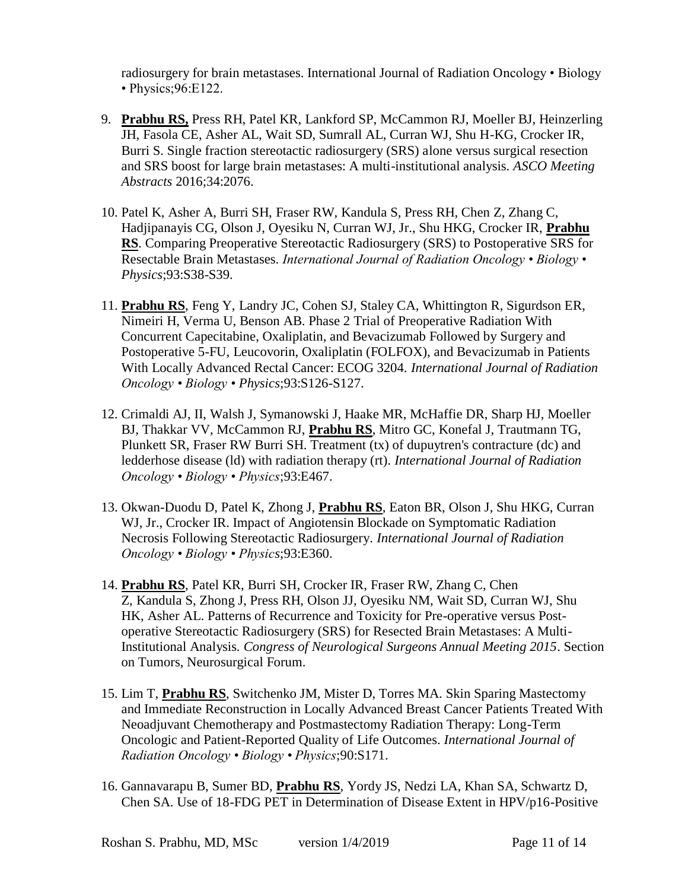radiosurgery for brain metastases. International Journal of Radiation Oncology • Biology • Physics;96:E122.

9. **Prabhu RS,** Press RH, Patel KR, Lankford SP, McCammon RJ, Moeller BJ, Heinzerling JH, Fasola CE, Asher AL, Wait SD, Sumrall AL, Curran WJ, Shu H-KG, Crocker IR, Burri S. Single fraction stereotactic radiosurgery (SRS) alone versus surgical resection and SRS boost for large brain metastases: A multi-institutional analysis. *ASCO Meeting Abstracts* 2016;34:2076.

10. Patel K, Asher A, Burri SH, Fraser RW, Kandula S, Press RH, Chen Z, Zhang C, Hadjipanayis CG, Olson J, Oyesiku N, Curran WJ, Jr., Shu HKG, Crocker IR, **Prabhu RS**. Comparing Preoperative Stereotactic Radiosurgery (SRS) to Postoperative SRS for Resectable Brain Metastases. *International Journal of Radiation Oncology • Biology • Physics*;93:S38-S39.

11. **Prabhu RS**, Feng Y, Landry JC, Cohen SJ, Staley CA, Whittington R, Sigurdson ER, Nimeiri H, Verma U, Benson AB. Phase 2 Trial of Preoperative Radiation With Concurrent Capecitabine, Oxaliplatin, and Bevacizumab Followed by Surgery and Postoperative 5-FU, Leucovorin, Oxaliplatin (FOLFOX), and Bevacizumab in Patients With Locally Advanced Rectal Cancer: ECOG 3204. *International Journal of Radiation Oncology • Biology • Physics*;93:S126-S127.

12. Crimaldi AJ, II, Walsh J, Symanowski J, Haake MR, McHaffie DR, Sharp HJ, Moeller BJ, Thakkar VV, McCammon RJ, **Prabhu RS**, Mitro GC, Konefal J, Trautmann TG, Plunkett SR, Fraser RW Burri SH. Treatment (tx) of dupuytren's contracture (dc) and ledderhose disease (ld) with radiation therapy (rt). *International Journal of Radiation Oncology • Biology • Physics*;93:E467.

13. Okwan-Duodu D, Patel K, Zhong J, **Prabhu RS**, Eaton BR, Olson J, Shu HKG, Curran WJ, Jr., Crocker IR. Impact of Angiotensin Blockade on Symptomatic Radiation Necrosis Following Stereotactic Radiosurgery. *International Journal of Radiation Oncology • Biology • Physics*;93:E360.

14. **Prabhu RS**, Patel KR, Burri SH, Crocker IR, Fraser RW, Zhang C, Chen Z, Kandula S, Zhong J, Press RH, Olson JJ, Oyesiku NM, Wait SD, Curran WJ, Shu HK, Asher AL. Patterns of Recurrence and Toxicity for Pre-operative versus Post-operative Stereotactic Radiosurgery (SRS) for Resected Brain Metastases: A Multi-Institutional Analysis. *Congress of Neurological Surgeons Annual Meeting 2015*. Section on Tumors, Neurosurgical Forum.

15. Lim T, **Prabhu RS**, Switchenko JM, Mister D, Torres MA. Skin Sparing Mastectomy and Immediate Reconstruction in Locally Advanced Breast Cancer Patients Treated With Neoadjuvant Chemotherapy and Postmastectomy Radiation Therapy: Long-Term Oncologic and Patient-Reported Quality of Life Outcomes. *International Journal of Radiation Oncology • Biology • Physics*;90:S171.

16. Gannavarapu B, Sumer BD, **Prabhu RS**, Yordy JS, Nedzi LA, Khan SA, Schwartz D, Chen SA. Use of 18-FDG PET in Determination of Disease Extent in HPV/p16-Positive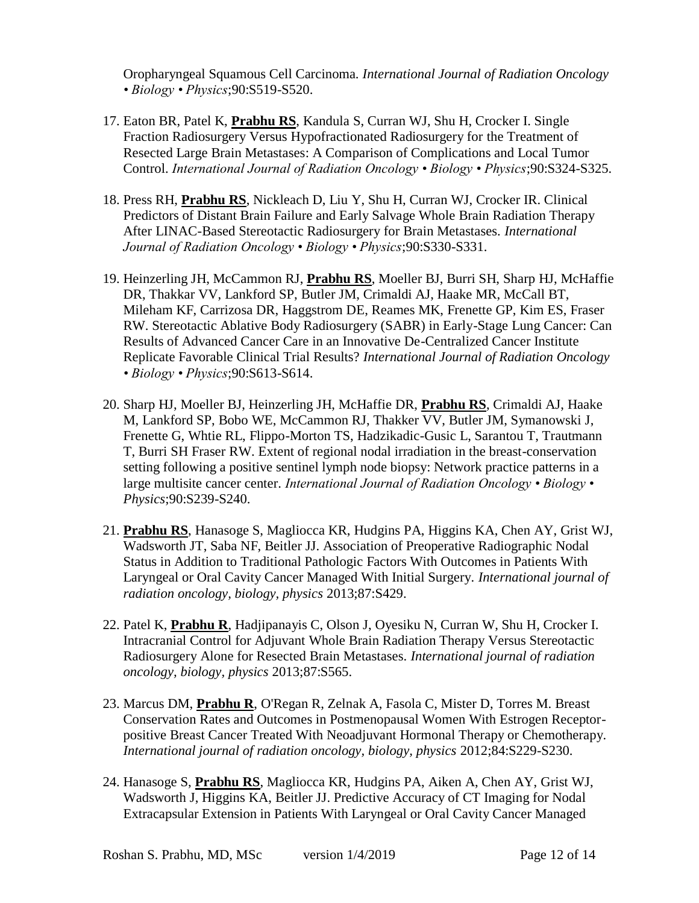Oropharyngeal Squamous Cell Carcinoma. *International Journal of Radiation Oncology • Biology • Physics*;90:S519-S520.

17. Eaton BR, Patel K, **Prabhu RS**, Kandula S, Curran WJ, Shu H, Crocker I. Single Fraction Radiosurgery Versus Hypofractionated Radiosurgery for the Treatment of Resected Large Brain Metastases: A Comparison of Complications and Local Tumor Control. *International Journal of Radiation Oncology • Biology • Physics*;90:S324-S325.

18. Press RH, **Prabhu RS**, Nickleach D, Liu Y, Shu H, Curran WJ, Crocker IR. Clinical Predictors of Distant Brain Failure and Early Salvage Whole Brain Radiation Therapy After LINAC-Based Stereotactic Radiosurgery for Brain Metastases. *International Journal of Radiation Oncology • Biology • Physics*;90:S330-S331.

19. Heinzerling JH, McCammon RJ, **Prabhu RS**, Moeller BJ, Burri SH, Sharp HJ, McHaffie DR, Thakkar VV, Lankford SP, Butler JM, Crimaldi AJ, Haake MR, McCall BT, Mileham KF, Carrizosa DR, Haggstrom DE, Reames MK, Frenette GP, Kim ES, Fraser RW. Stereotactic Ablative Body Radiosurgery (SABR) in Early-Stage Lung Cancer: Can Results of Advanced Cancer Care in an Innovative De-Centralized Cancer Institute Replicate Favorable Clinical Trial Results? *International Journal of Radiation Oncology • Biology • Physics*;90:S613-S614.

20. Sharp HJ, Moeller BJ, Heinzerling JH, McHaffie DR, **Prabhu RS**, Crimaldi AJ, Haake M, Lankford SP, Bobo WE, McCammon RJ, Thakker VV, Butler JM, Symanowski J, Frenette G, Whtie RL, Flippo-Morton TS, Hadzikadic-Gusic L, Sarantou T, Trautmann T, Burri SH Fraser RW. Extent of regional nodal irradiation in the breast-conservation setting following a positive sentinel lymph node biopsy: Network practice patterns in a large multisite cancer center. *International Journal of Radiation Oncology • Biology • Physics*;90:S239-S240.

21. **Prabhu RS**, Hanasoge S, Magliocca KR, Hudgins PA, Higgins KA, Chen AY, Grist WJ, Wadsworth JT, Saba NF, Beitler JJ. Association of Preoperative Radiographic Nodal Status in Addition to Traditional Pathologic Factors With Outcomes in Patients With Laryngeal or Oral Cavity Cancer Managed With Initial Surgery. *International journal of radiation oncology, biology, physics* 2013;87:S429.

22. Patel K, **Prabhu R**, Hadjipanayis C, Olson J, Oyesiku N, Curran W, Shu H, Crocker I. Intracranial Control for Adjuvant Whole Brain Radiation Therapy Versus Stereotactic Radiosurgery Alone for Resected Brain Metastases. *International journal of radiation oncology, biology, physics* 2013;87:S565.

23. Marcus DM, **Prabhu R**, O'Regan R, Zelnak A, Fasola C, Mister D, Torres M. Breast Conservation Rates and Outcomes in Postmenopausal Women With Estrogen Receptor-positive Breast Cancer Treated With Neoadjuvant Hormonal Therapy or Chemotherapy. *International journal of radiation oncology, biology, physics* 2012;84:S229-S230.

24. Hanasoge S, **Prabhu RS**, Magliocca KR, Hudgins PA, Aiken A, Chen AY, Grist WJ, Wadsworth J, Higgins KA, Beitler JJ. Predictive Accuracy of CT Imaging for Nodal Extracapsular Extension in Patients With Laryngeal or Oral Cavity Cancer Managed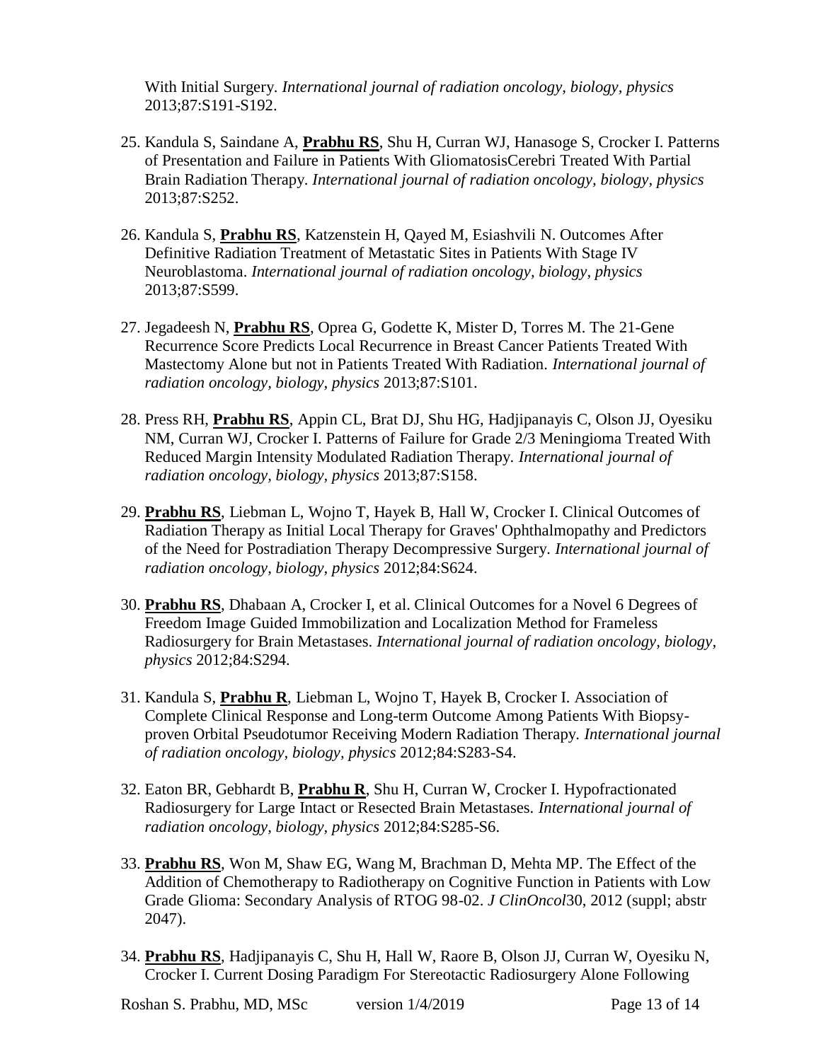With Initial Surgery. *International journal of radiation oncology, biology, physics* 2013;87:S191-S192.

25. Kandula S, Saindane A, **Prabhu RS**, Shu H, Curran WJ, Hanasoge S, Crocker I. Patterns of Presentation and Failure in Patients With GliomatosisCerebri Treated With Partial Brain Radiation Therapy. *International journal of radiation oncology, biology, physics* 2013;87:S252.

26. Kandula S, **Prabhu RS**, Katzenstein H, Qayed M, Esiashvili N. Outcomes After Definitive Radiation Treatment of Metastatic Sites in Patients With Stage IV Neuroblastoma. *International journal of radiation oncology, biology, physics* 2013;87:S599.

27. Jegadeesh N, **Prabhu RS**, Oprea G, Godette K, Mister D, Torres M. The 21-Gene Recurrence Score Predicts Local Recurrence in Breast Cancer Patients Treated With Mastectomy Alone but not in Patients Treated With Radiation. *International journal of radiation oncology, biology, physics* 2013;87:S101.

28. Press RH, **Prabhu RS**, Appin CL, Brat DJ, Shu HG, Hadjipanayis C, Olson JJ, Oyesiku NM, Curran WJ, Crocker I. Patterns of Failure for Grade 2/3 Meningioma Treated With Reduced Margin Intensity Modulated Radiation Therapy. *International journal of radiation oncology, biology, physics* 2013;87:S158.

29. **Prabhu RS**, Liebman L, Wojno T, Hayek B, Hall W, Crocker I. Clinical Outcomes of Radiation Therapy as Initial Local Therapy for Graves' Ophthalmopathy and Predictors of the Need for Postradiation Therapy Decompressive Surgery. *International journal of radiation oncology, biology, physics* 2012;84:S624.

30. **Prabhu RS**, Dhabaan A, Crocker I, et al. Clinical Outcomes for a Novel 6 Degrees of Freedom Image Guided Immobilization and Localization Method for Frameless Radiosurgery for Brain Metastases. *International journal of radiation oncology, biology, physics* 2012;84:S294.

31. Kandula S, **Prabhu R**, Liebman L, Wojno T, Hayek B, Crocker I. Association of Complete Clinical Response and Long-term Outcome Among Patients With Biopsy-proven Orbital Pseudotumor Receiving Modern Radiation Therapy. *International journal of radiation oncology, biology, physics* 2012;84:S283-S4.

32. Eaton BR, Gebhardt B, **Prabhu R**, Shu H, Curran W, Crocker I. Hypofractionated Radiosurgery for Large Intact or Resected Brain Metastases. *International journal of radiation oncology, biology, physics* 2012;84:S285-S6.

33. **Prabhu RS**, Won M, Shaw EG, Wang M, Brachman D, Mehta MP. The Effect of the Addition of Chemotherapy to Radiotherapy on Cognitive Function in Patients with Low Grade Glioma: Secondary Analysis of RTOG 98-02. *J ClinOncol*30, 2012 (suppl; abstr 2047).

34. **Prabhu RS**, Hadjipanayis C, Shu H, Hall W, Raore B, Olson JJ, Curran W, Oyesiku N, Crocker I. Current Dosing Paradigm For Stereotactic Radiosurgery Alone Following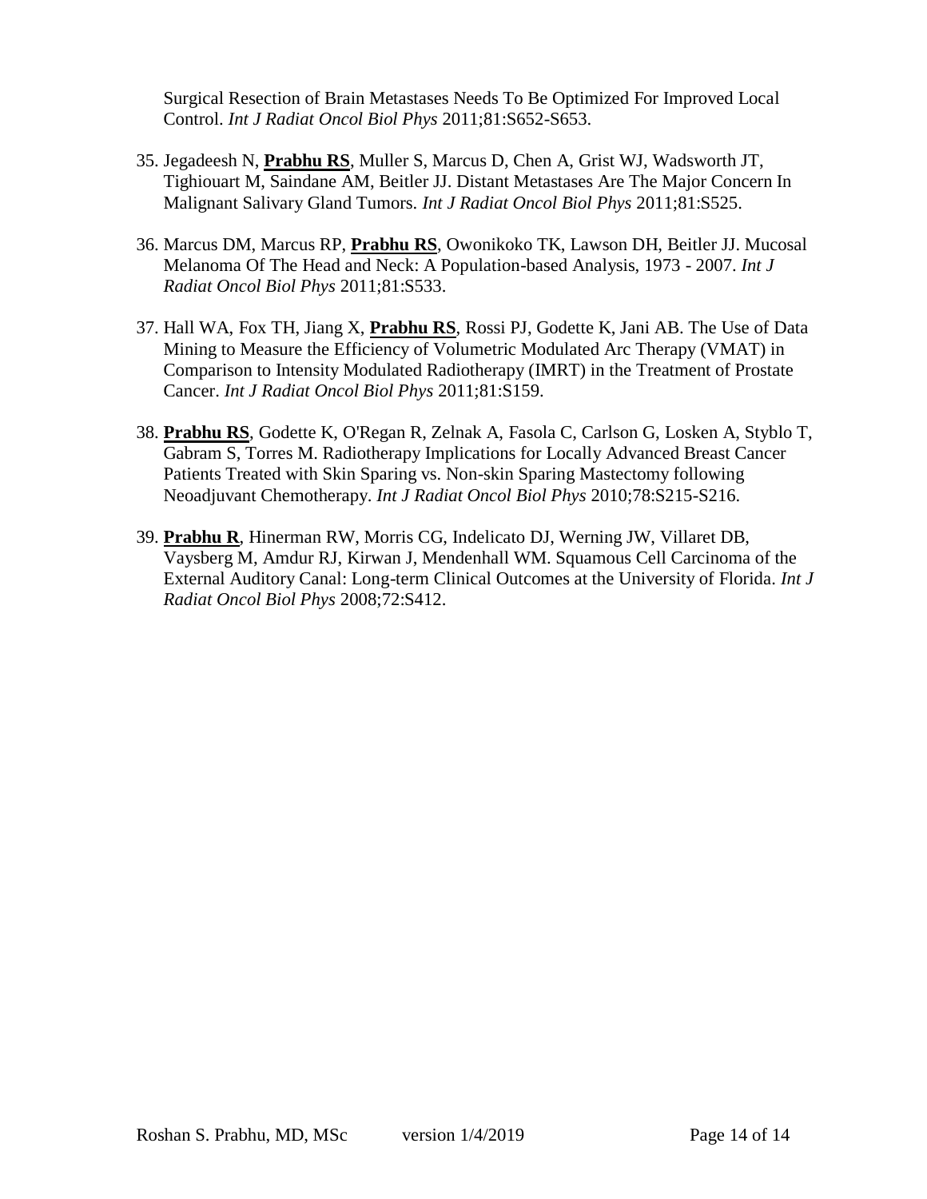Surgical Resection of Brain Metastases Needs To Be Optimized For Improved Local Control. *Int J Radiat Oncol Biol Phys* 2011;81:S652-S653.

35. Jegadeesh N, **Prabhu RS**, Muller S, Marcus D, Chen A, Grist WJ, Wadsworth JT, Tighiouart M, Saindane AM, Beitler JJ. Distant Metastases Are The Major Concern In Malignant Salivary Gland Tumors. *Int J Radiat Oncol Biol Phys* 2011;81:S525.

36. Marcus DM, Marcus RP, **Prabhu RS**, Owonikoko TK, Lawson DH, Beitler JJ. Mucosal Melanoma Of The Head and Neck: A Population-based Analysis, 1973 - 2007. *Int J Radiat Oncol Biol Phys* 2011;81:S533.

37. Hall WA, Fox TH, Jiang X, **Prabhu RS**, Rossi PJ, Godette K, Jani AB. The Use of Data Mining to Measure the Efficiency of Volumetric Modulated Arc Therapy (VMAT) in Comparison to Intensity Modulated Radiotherapy (IMRT) in the Treatment of Prostate Cancer. *Int J Radiat Oncol Biol Phys* 2011;81:S159.

38. **Prabhu RS**, Godette K, O'Regan R, Zelnak A, Fasola C, Carlson G, Losken A, Styblo T, Gabram S, Torres M. Radiotherapy Implications for Locally Advanced Breast Cancer Patients Treated with Skin Sparing vs. Non-skin Sparing Mastectomy following Neoadjuvant Chemotherapy. *Int J Radiat Oncol Biol Phys* 2010;78:S215-S216.

39. **Prabhu R**, Hinerman RW, Morris CG, Indelicato DJ, Werning JW, Villaret DB, Vaysberg M, Amdur RJ, Kirwan J, Mendenhall WM. Squamous Cell Carcinoma of the External Auditory Canal: Long-term Clinical Outcomes at the University of Florida. *Int J Radiat Oncol Biol Phys* 2008;72:S412.